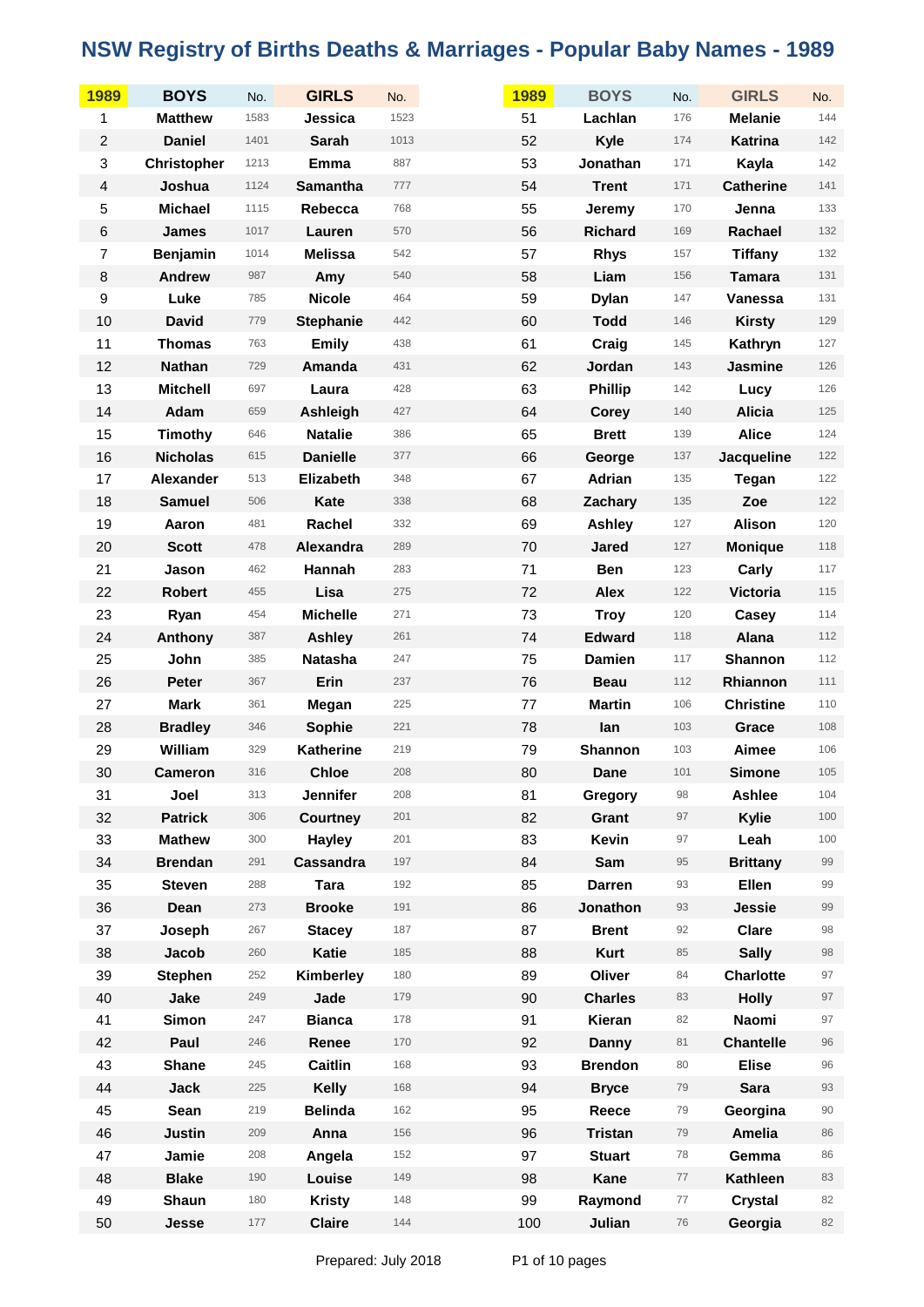# NSW Registry of Births Deaths & Marriages - Popular Baby Names - 1989

| 1989 | BOYS | No. | GIRLS | No. | 1989 | BOYS | No. | GIRLS | No. |
|---|---|---|---|---|---|---|---|---|---|
| 1 | Matthew | 1583 | Jessica | 1523 | 51 | Lachlan | 176 | Melanie | 144 |
| 2 | Daniel | 1401 | Sarah | 1013 | 52 | Kyle | 174 | Katrina | 142 |
| 3 | Christopher | 1213 | Emma | 887 | 53 | Jonathan | 171 | Kayla | 142 |
| 4 | Joshua | 1124 | Samantha | 777 | 54 | Trent | 171 | Catherine | 141 |
| 5 | Michael | 1115 | Rebecca | 768 | 55 | Jeremy | 170 | Jenna | 133 |
| 6 | James | 1017 | Lauren | 570 | 56 | Richard | 169 | Rachael | 132 |
| 7 | Benjamin | 1014 | Melissa | 542 | 57 | Rhys | 157 | Tiffany | 132 |
| 8 | Andrew | 987 | Amy | 540 | 58 | Liam | 156 | Tamara | 131 |
| 9 | Luke | 785 | Nicole | 464 | 59 | Dylan | 147 | Vanessa | 131 |
| 10 | David | 779 | Stephanie | 442 | 60 | Todd | 146 | Kirsty | 129 |
| 11 | Thomas | 763 | Emily | 438 | 61 | Craig | 145 | Kathryn | 127 |
| 12 | Nathan | 729 | Amanda | 431 | 62 | Jordan | 143 | Jasmine | 126 |
| 13 | Mitchell | 697 | Laura | 428 | 63 | Phillip | 142 | Lucy | 126 |
| 14 | Adam | 659 | Ashleigh | 427 | 64 | Corey | 140 | Alicia | 125 |
| 15 | Timothy | 646 | Natalie | 386 | 65 | Brett | 139 | Alice | 124 |
| 16 | Nicholas | 615 | Danielle | 377 | 66 | George | 137 | Jacqueline | 122 |
| 17 | Alexander | 513 | Elizabeth | 348 | 67 | Adrian | 135 | Tegan | 122 |
| 18 | Samuel | 506 | Kate | 338 | 68 | Zachary | 135 | Zoe | 122 |
| 19 | Aaron | 481 | Rachel | 332 | 69 | Ashley | 127 | Alison | 120 |
| 20 | Scott | 478 | Alexandra | 289 | 70 | Jared | 127 | Monique | 118 |
| 21 | Jason | 462 | Hannah | 283 | 71 | Ben | 123 | Carly | 117 |
| 22 | Robert | 455 | Lisa | 275 | 72 | Alex | 122 | Victoria | 115 |
| 23 | Ryan | 454 | Michelle | 271 | 73 | Troy | 120 | Casey | 114 |
| 24 | Anthony | 387 | Ashley | 261 | 74 | Edward | 118 | Alana | 112 |
| 25 | John | 385 | Natasha | 247 | 75 | Damien | 117 | Shannon | 112 |
| 26 | Peter | 367 | Erin | 237 | 76 | Beau | 112 | Rhiannon | 111 |
| 27 | Mark | 361 | Megan | 225 | 77 | Martin | 106 | Christine | 110 |
| 28 | Bradley | 346 | Sophie | 221 | 78 | Ian | 103 | Grace | 108 |
| 29 | William | 329 | Katherine | 219 | 79 | Shannon | 103 | Aimee | 106 |
| 30 | Cameron | 316 | Chloe | 208 | 80 | Dane | 101 | Simone | 105 |
| 31 | Joel | 313 | Jennifer | 208 | 81 | Gregory | 98 | Ashlee | 104 |
| 32 | Patrick | 306 | Courtney | 201 | 82 | Grant | 97 | Kylie | 100 |
| 33 | Mathew | 300 | Hayley | 201 | 83 | Kevin | 97 | Leah | 100 |
| 34 | Brendan | 291 | Cassandra | 197 | 84 | Sam | 95 | Brittany | 99 |
| 35 | Steven | 288 | Tara | 192 | 85 | Darren | 93 | Ellen | 99 |
| 36 | Dean | 273 | Brooke | 191 | 86 | Jonathon | 93 | Jessie | 99 |
| 37 | Joseph | 267 | Stacey | 187 | 87 | Brent | 92 | Clare | 98 |
| 38 | Jacob | 260 | Katie | 185 | 88 | Kurt | 85 | Sally | 98 |
| 39 | Stephen | 252 | Kimberley | 180 | 89 | Oliver | 84 | Charlotte | 97 |
| 40 | Jake | 249 | Jade | 179 | 90 | Charles | 83 | Holly | 97 |
| 41 | Simon | 247 | Bianca | 178 | 91 | Kieran | 82 | Naomi | 97 |
| 42 | Paul | 246 | Renee | 170 | 92 | Danny | 81 | Chantelle | 96 |
| 43 | Shane | 245 | Caitlin | 168 | 93 | Brendon | 80 | Elise | 96 |
| 44 | Jack | 225 | Kelly | 168 | 94 | Bryce | 79 | Sara | 93 |
| 45 | Sean | 219 | Belinda | 162 | 95 | Reece | 79 | Georgina | 90 |
| 46 | Justin | 209 | Anna | 156 | 96 | Tristan | 79 | Amelia | 86 |
| 47 | Jamie | 208 | Angela | 152 | 97 | Stuart | 78 | Gemma | 86 |
| 48 | Blake | 190 | Louise | 149 | 98 | Kane | 77 | Kathleen | 83 |
| 49 | Shaun | 180 | Kristy | 148 | 99 | Raymond | 77 | Crystal | 82 |
| 50 | Jesse | 177 | Claire | 144 | 100 | Julian | 76 | Georgia | 82 |

Prepared: July 2018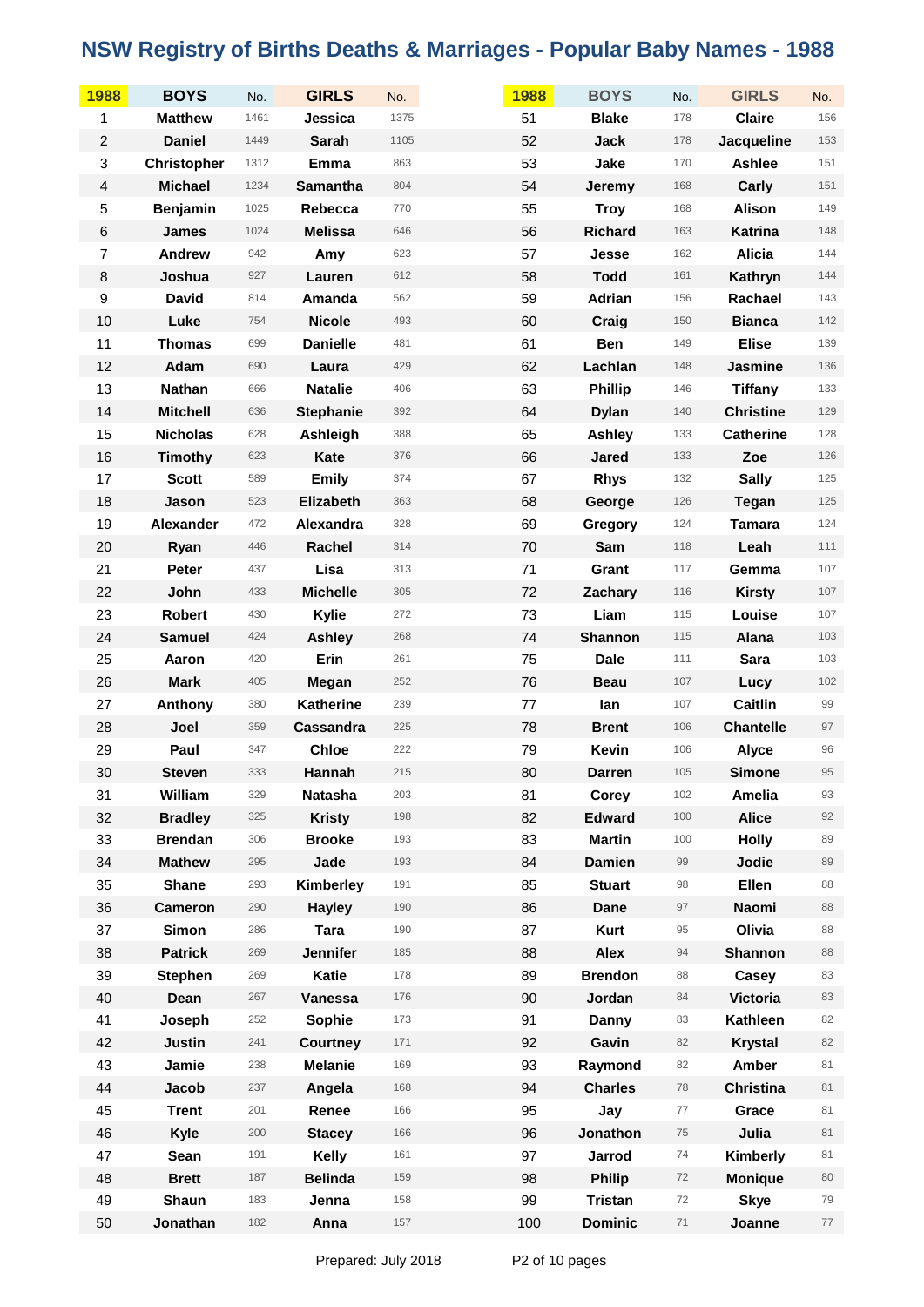# NSW Registry of Births Deaths & Marriages - Popular Baby Names - 1988

| 1988 | BOYS | No. | GIRLS | No. |
|---|---|---|---|---|
| 1 | Matthew | 1461 | Jessica | 1375 |
| 2 | Daniel | 1449 | Sarah | 1105 |
| 3 | Christopher | 1312 | Emma | 863 |
| 4 | Michael | 1234 | Samantha | 804 |
| 5 | Benjamin | 1025 | Rebecca | 770 |
| 6 | James | 1024 | Melissa | 646 |
| 7 | Andrew | 942 | Amy | 623 |
| 8 | Joshua | 927 | Lauren | 612 |
| 9 | David | 814 | Amanda | 562 |
| 10 | Luke | 754 | Nicole | 493 |
| 11 | Thomas | 699 | Danielle | 481 |
| 12 | Adam | 690 | Laura | 429 |
| 13 | Nathan | 666 | Natalie | 406 |
| 14 | Mitchell | 636 | Stephanie | 392 |
| 15 | Nicholas | 628 | Ashleigh | 388 |
| 16 | Timothy | 623 | Kate | 376 |
| 17 | Scott | 589 | Emily | 374 |
| 18 | Jason | 523 | Elizabeth | 363 |
| 19 | Alexander | 472 | Alexandra | 328 |
| 20 | Ryan | 446 | Rachel | 314 |
| 21 | Peter | 437 | Lisa | 313 |
| 22 | John | 433 | Michelle | 305 |
| 23 | Robert | 430 | Kylie | 272 |
| 24 | Samuel | 424 | Ashley | 268 |
| 25 | Aaron | 420 | Erin | 261 |
| 26 | Mark | 405 | Megan | 252 |
| 27 | Anthony | 380 | Katherine | 239 |
| 28 | Joel | 359 | Cassandra | 225 |
| 29 | Paul | 347 | Chloe | 222 |
| 30 | Steven | 333 | Hannah | 215 |
| 31 | William | 329 | Natasha | 203 |
| 32 | Bradley | 325 | Kristy | 198 |
| 33 | Brendan | 306 | Brooke | 193 |
| 34 | Mathew | 295 | Jade | 193 |
| 35 | Shane | 293 | Kimberley | 191 |
| 36 | Cameron | 290 | Hayley | 190 |
| 37 | Simon | 286 | Tara | 190 |
| 38 | Patrick | 269 | Jennifer | 185 |
| 39 | Stephen | 269 | Katie | 178 |
| 40 | Dean | 267 | Vanessa | 176 |
| 41 | Joseph | 252 | Sophie | 173 |
| 42 | Justin | 241 | Courtney | 171 |
| 43 | Jamie | 238 | Melanie | 169 |
| 44 | Jacob | 237 | Angela | 168 |
| 45 | Trent | 201 | Renee | 166 |
| 46 | Kyle | 200 | Stacey | 166 |
| 47 | Sean | 191 | Kelly | 161 |
| 48 | Brett | 187 | Belinda | 159 |
| 49 | Shaun | 183 | Jenna | 158 |
| 50 | Jonathan | 182 | Anna | 157 |
| 51 | Blake | 178 | Claire | 156 |
| 52 | Jack | 178 | Jacqueline | 153 |
| 53 | Jake | 170 | Ashlee | 151 |
| 54 | Jeremy | 168 | Carly | 151 |
| 55 | Troy | 168 | Alison | 149 |
| 56 | Richard | 163 | Katrina | 148 |
| 57 | Jesse | 162 | Alicia | 144 |
| 58 | Todd | 161 | Kathryn | 144 |
| 59 | Adrian | 156 | Rachael | 143 |
| 60 | Craig | 150 | Bianca | 142 |
| 61 | Ben | 149 | Elise | 139 |
| 62 | Lachlan | 148 | Jasmine | 136 |
| 63 | Phillip | 146 | Tiffany | 133 |
| 64 | Dylan | 140 | Christine | 129 |
| 65 | Ashley | 133 | Catherine | 128 |
| 66 | Jared | 133 | Zoe | 126 |
| 67 | Rhys | 132 | Sally | 125 |
| 68 | George | 126 | Tegan | 125 |
| 69 | Gregory | 124 | Tamara | 124 |
| 70 | Sam | 118 | Leah | 111 |
| 71 | Grant | 117 | Gemma | 107 |
| 72 | Zachary | 116 | Kirsty | 107 |
| 73 | Liam | 115 | Louise | 107 |
| 74 | Shannon | 115 | Alana | 103 |
| 75 | Dale | 111 | Sara | 103 |
| 76 | Beau | 107 | Lucy | 102 |
| 77 | Ian | 107 | Caitlin | 99 |
| 78 | Brent | 106 | Chantelle | 97 |
| 79 | Kevin | 106 | Alyce | 96 |
| 80 | Darren | 105 | Simone | 95 |
| 81 | Corey | 102 | Amelia | 93 |
| 82 | Edward | 100 | Alice | 92 |
| 83 | Martin | 100 | Holly | 89 |
| 84 | Damien | 99 | Jodie | 89 |
| 85 | Stuart | 98 | Ellen | 88 |
| 86 | Dane | 97 | Naomi | 88 |
| 87 | Kurt | 95 | Olivia | 88 |
| 88 | Alex | 94 | Shannon | 88 |
| 89 | Brendon | 88 | Casey | 83 |
| 90 | Jordan | 84 | Victoria | 83 |
| 91 | Danny | 83 | Kathleen | 82 |
| 92 | Gavin | 82 | Krystal | 82 |
| 93 | Raymond | 82 | Amber | 81 |
| 94 | Charles | 78 | Christina | 81 |
| 95 | Jay | 77 | Grace | 81 |
| 96 | Jonathon | 75 | Julia | 81 |
| 97 | Jarrod | 74 | Kimberly | 81 |
| 98 | Philip | 72 | Monique | 80 |
| 99 | Tristan | 72 | Skye | 79 |
| 100 | Dominic | 71 | Joanne | 77 |

Prepared: July 2018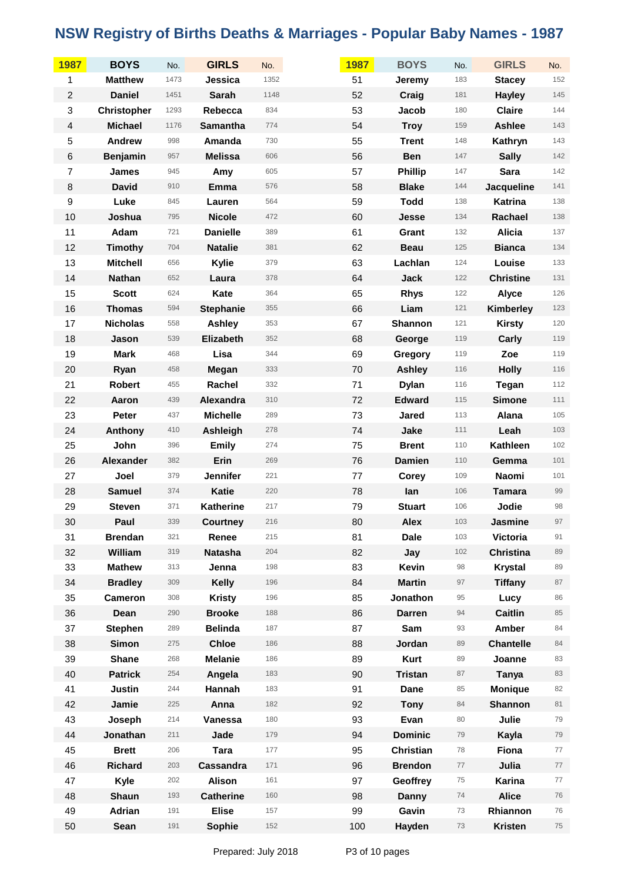# NSW Registry of Births Deaths & Marriages - Popular Baby Names - 1987

| 1987 | BOYS | No. | GIRLS | No. |
|---|---|---|---|---|
| 1 | Matthew | 1473 | Jessica | 1352 |
| 2 | Daniel | 1451 | Sarah | 1148 |
| 3 | Christopher | 1293 | Rebecca | 834 |
| 4 | Michael | 1176 | Samantha | 774 |
| 5 | Andrew | 998 | Amanda | 730 |
| 6 | Benjamin | 957 | Melissa | 606 |
| 7 | James | 945 | Amy | 605 |
| 8 | David | 910 | Emma | 576 |
| 9 | Luke | 845 | Lauren | 564 |
| 10 | Joshua | 795 | Nicole | 472 |
| 11 | Adam | 721 | Danielle | 389 |
| 12 | Timothy | 704 | Natalie | 381 |
| 13 | Mitchell | 656 | Kylie | 379 |
| 14 | Nathan | 652 | Laura | 378 |
| 15 | Scott | 624 | Kate | 364 |
| 16 | Thomas | 594 | Stephanie | 355 |
| 17 | Nicholas | 558 | Ashley | 353 |
| 18 | Jason | 539 | Elizabeth | 352 |
| 19 | Mark | 468 | Lisa | 344 |
| 20 | Ryan | 458 | Megan | 333 |
| 21 | Robert | 455 | Rachel | 332 |
| 22 | Aaron | 439 | Alexandra | 310 |
| 23 | Peter | 437 | Michelle | 289 |
| 24 | Anthony | 410 | Ashleigh | 278 |
| 25 | John | 396 | Emily | 274 |
| 26 | Alexander | 382 | Erin | 269 |
| 27 | Joel | 379 | Jennifer | 221 |
| 28 | Samuel | 374 | Katie | 220 |
| 29 | Steven | 371 | Katherine | 217 |
| 30 | Paul | 339 | Courtney | 216 |
| 31 | Brendan | 321 | Renee | 215 |
| 32 | William | 319 | Natasha | 204 |
| 33 | Mathew | 313 | Jenna | 198 |
| 34 | Bradley | 309 | Kelly | 196 |
| 35 | Cameron | 308 | Kristy | 196 |
| 36 | Dean | 290 | Brooke | 188 |
| 37 | Stephen | 289 | Belinda | 187 |
| 38 | Simon | 275 | Chloe | 186 |
| 39 | Shane | 268 | Melanie | 186 |
| 40 | Patrick | 254 | Angela | 183 |
| 41 | Justin | 244 | Hannah | 183 |
| 42 | Jamie | 225 | Anna | 182 |
| 43 | Joseph | 214 | Vanessa | 180 |
| 44 | Jonathan | 211 | Jade | 179 |
| 45 | Brett | 206 | Tara | 177 |
| 46 | Richard | 203 | Cassandra | 171 |
| 47 | Kyle | 202 | Alison | 161 |
| 48 | Shaun | 193 | Catherine | 160 |
| 49 | Adrian | 191 | Elise | 157 |
| 50 | Sean | 191 | Sophie | 152 |
| 51 | Jeremy | 183 | Stacey | 152 |
| 52 | Craig | 181 | Hayley | 145 |
| 53 | Jacob | 180 | Claire | 144 |
| 54 | Troy | 159 | Ashlee | 143 |
| 55 | Trent | 148 | Kathryn | 143 |
| 56 | Ben | 147 | Sally | 142 |
| 57 | Phillip | 147 | Sara | 142 |
| 58 | Blake | 144 | Jacqueline | 141 |
| 59 | Todd | 138 | Katrina | 138 |
| 60 | Jesse | 134 | Rachael | 138 |
| 61 | Grant | 132 | Alicia | 137 |
| 62 | Beau | 125 | Bianca | 134 |
| 63 | Lachlan | 124 | Louise | 133 |
| 64 | Jack | 122 | Christine | 131 |
| 65 | Rhys | 122 | Alyce | 126 |
| 66 | Liam | 121 | Kimberley | 123 |
| 67 | Shannon | 121 | Kirsty | 120 |
| 68 | George | 119 | Carly | 119 |
| 69 | Gregory | 119 | Zoe | 119 |
| 70 | Ashley | 116 | Holly | 116 |
| 71 | Dylan | 116 | Tegan | 112 |
| 72 | Edward | 115 | Simone | 111 |
| 73 | Jared | 113 | Alana | 105 |
| 74 | Jake | 111 | Leah | 103 |
| 75 | Brent | 110 | Kathleen | 102 |
| 76 | Damien | 110 | Gemma | 101 |
| 77 | Corey | 109 | Naomi | 101 |
| 78 | Ian | 106 | Tamara | 99 |
| 79 | Stuart | 106 | Jodie | 98 |
| 80 | Alex | 103 | Jasmine | 97 |
| 81 | Dale | 103 | Victoria | 91 |
| 82 | Jay | 102 | Christina | 89 |
| 83 | Kevin | 98 | Krystal | 89 |
| 84 | Martin | 97 | Tiffany | 87 |
| 85 | Jonathon | 95 | Lucy | 86 |
| 86 | Darren | 94 | Caitlin | 85 |
| 87 | Sam | 93 | Amber | 84 |
| 88 | Jordan | 89 | Chantelle | 84 |
| 89 | Kurt | 89 | Joanne | 83 |
| 90 | Tristan | 87 | Tanya | 83 |
| 91 | Dane | 85 | Monique | 82 |
| 92 | Tony | 84 | Shannon | 81 |
| 93 | Evan | 80 | Julie | 79 |
| 94 | Dominic | 79 | Kayla | 79 |
| 95 | Christian | 78 | Fiona | 77 |
| 96 | Brendon | 77 | Julia | 77 |
| 97 | Geoffrey | 75 | Karina | 77 |
| 98 | Danny | 74 | Alice | 76 |
| 99 | Gavin | 73 | Rhiannon | 76 |
| 100 | Hayden | 73 | Kristen | 75 |

Prepared: July 2018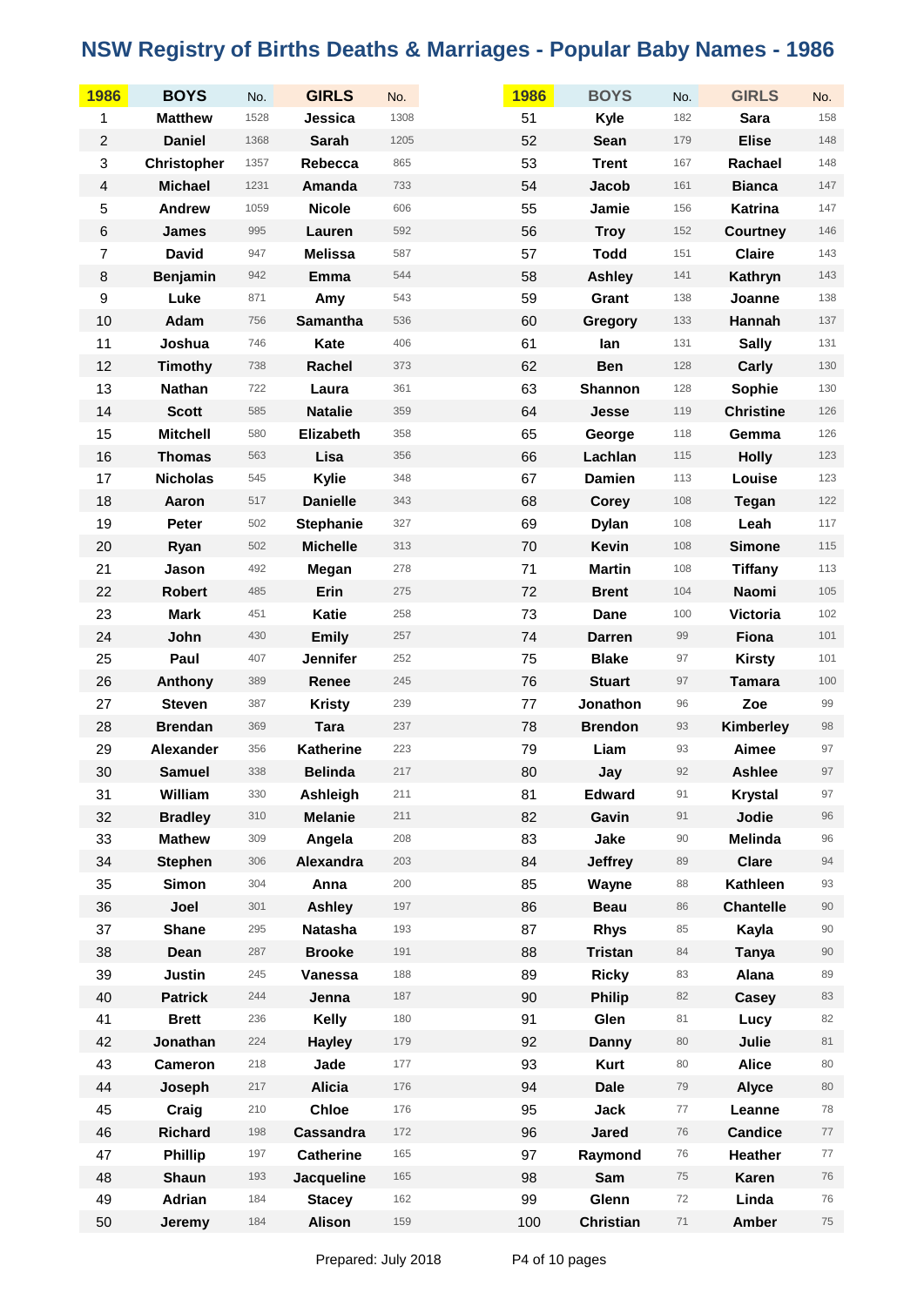# NSW Registry of Births Deaths & Marriages - Popular Baby Names - 1986

| 1986 | BOYS | No. | GIRLS | No. |
|---|---|---|---|---|
| 1 | Matthew | 1528 | Jessica | 1308 |
| 2 | Daniel | 1368 | Sarah | 1205 |
| 3 | Christopher | 1357 | Rebecca | 865 |
| 4 | Michael | 1231 | Amanda | 733 |
| 5 | Andrew | 1059 | Nicole | 606 |
| 6 | James | 995 | Lauren | 592 |
| 7 | David | 947 | Melissa | 587 |
| 8 | Benjamin | 942 | Emma | 544 |
| 9 | Luke | 871 | Amy | 543 |
| 10 | Adam | 756 | Samantha | 536 |
| 11 | Joshua | 746 | Kate | 406 |
| 12 | Timothy | 738 | Rachel | 373 |
| 13 | Nathan | 722 | Laura | 361 |
| 14 | Scott | 585 | Natalie | 359 |
| 15 | Mitchell | 580 | Elizabeth | 358 |
| 16 | Thomas | 563 | Lisa | 356 |
| 17 | Nicholas | 545 | Kylie | 348 |
| 18 | Aaron | 517 | Danielle | 343 |
| 19 | Peter | 502 | Stephanie | 327 |
| 20 | Ryan | 502 | Michelle | 313 |
| 21 | Jason | 492 | Megan | 278 |
| 22 | Robert | 485 | Erin | 275 |
| 23 | Mark | 451 | Katie | 258 |
| 24 | John | 430 | Emily | 257 |
| 25 | Paul | 407 | Jennifer | 252 |
| 26 | Anthony | 389 | Renee | 245 |
| 27 | Steven | 387 | Kristy | 239 |
| 28 | Brendan | 369 | Tara | 237 |
| 29 | Alexander | 356 | Katherine | 223 |
| 30 | Samuel | 338 | Belinda | 217 |
| 31 | William | 330 | Ashleigh | 211 |
| 32 | Bradley | 310 | Melanie | 211 |
| 33 | Mathew | 309 | Angela | 208 |
| 34 | Stephen | 306 | Alexandra | 203 |
| 35 | Simon | 304 | Anna | 200 |
| 36 | Joel | 301 | Ashley | 197 |
| 37 | Shane | 295 | Natasha | 193 |
| 38 | Dean | 287 | Brooke | 191 |
| 39 | Justin | 245 | Vanessa | 188 |
| 40 | Patrick | 244 | Jenna | 187 |
| 41 | Brett | 236 | Kelly | 180 |
| 42 | Jonathan | 224 | Hayley | 179 |
| 43 | Cameron | 218 | Jade | 177 |
| 44 | Joseph | 217 | Alicia | 176 |
| 45 | Craig | 210 | Chloe | 176 |
| 46 | Richard | 198 | Cassandra | 172 |
| 47 | Phillip | 197 | Catherine | 165 |
| 48 | Shaun | 193 | Jacqueline | 165 |
| 49 | Adrian | 184 | Stacey | 162 |
| 50 | Jeremy | 184 | Alison | 159 |
| 51 | Kyle | 182 | Sara | 158 |
| 52 | Sean | 179 | Elise | 148 |
| 53 | Trent | 167 | Rachael | 148 |
| 54 | Jacob | 161 | Bianca | 147 |
| 55 | Jamie | 156 | Katrina | 147 |
| 56 | Troy | 152 | Courtney | 146 |
| 57 | Todd | 151 | Claire | 143 |
| 58 | Ashley | 141 | Kathryn | 143 |
| 59 | Grant | 138 | Joanne | 138 |
| 60 | Gregory | 133 | Hannah | 137 |
| 61 | Ian | 131 | Sally | 131 |
| 62 | Ben | 128 | Carly | 130 |
| 63 | Shannon | 128 | Sophie | 130 |
| 64 | Jesse | 119 | Christine | 126 |
| 65 | George | 118 | Gemma | 126 |
| 66 | Lachlan | 115 | Holly | 123 |
| 67 | Damien | 113 | Louise | 123 |
| 68 | Corey | 108 | Tegan | 122 |
| 69 | Dylan | 108 | Leah | 117 |
| 70 | Kevin | 108 | Simone | 115 |
| 71 | Martin | 108 | Tiffany | 113 |
| 72 | Brent | 104 | Naomi | 105 |
| 73 | Dane | 100 | Victoria | 102 |
| 74 | Darren | 99 | Fiona | 101 |
| 75 | Blake | 97 | Kirsty | 101 |
| 76 | Stuart | 97 | Tamara | 100 |
| 77 | Jonathon | 96 | Zoe | 99 |
| 78 | Brendon | 93 | Kimberley | 98 |
| 79 | Liam | 93 | Aimee | 97 |
| 80 | Jay | 92 | Ashlee | 97 |
| 81 | Edward | 91 | Krystal | 97 |
| 82 | Gavin | 91 | Jodie | 96 |
| 83 | Jake | 90 | Melinda | 96 |
| 84 | Jeffrey | 89 | Clare | 94 |
| 85 | Wayne | 88 | Kathleen | 93 |
| 86 | Beau | 86 | Chantelle | 90 |
| 87 | Rhys | 85 | Kayla | 90 |
| 88 | Tristan | 84 | Tanya | 90 |
| 89 | Ricky | 83 | Alana | 89 |
| 90 | Philip | 82 | Casey | 83 |
| 91 | Glen | 81 | Lucy | 82 |
| 92 | Danny | 80 | Julie | 81 |
| 93 | Kurt | 80 | Alice | 80 |
| 94 | Dale | 79 | Alyce | 80 |
| 95 | Jack | 77 | Leanne | 78 |
| 96 | Jared | 76 | Candice | 77 |
| 97 | Raymond | 76 | Heather | 77 |
| 98 | Sam | 75 | Karen | 76 |
| 99 | Glenn | 72 | Linda | 76 |
| 100 | Christian | 71 | Amber | 75 |

Prepared: July 2018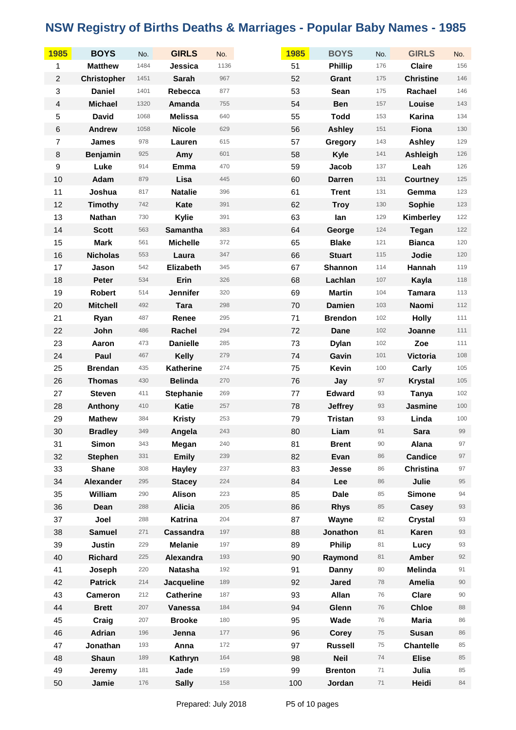# NSW Registry of Births Deaths & Marriages - Popular Baby Names - 1985

| 1985 | BOYS | No. | GIRLS | No. |
|---|---|---|---|---|
| 1 | Matthew | 1484 | Jessica | 1136 |
| 2 | Christopher | 1451 | Sarah | 967 |
| 3 | Daniel | 1401 | Rebecca | 877 |
| 4 | Michael | 1320 | Amanda | 755 |
| 5 | David | 1068 | Melissa | 640 |
| 6 | Andrew | 1058 | Nicole | 629 |
| 7 | James | 978 | Lauren | 615 |
| 8 | Benjamin | 925 | Amy | 601 |
| 9 | Luke | 914 | Emma | 470 |
| 10 | Adam | 879 | Lisa | 445 |
| 11 | Joshua | 817 | Natalie | 396 |
| 12 | Timothy | 742 | Kate | 391 |
| 13 | Nathan | 730 | Kylie | 391 |
| 14 | Scott | 563 | Samantha | 383 |
| 15 | Mark | 561 | Michelle | 372 |
| 16 | Nicholas | 553 | Laura | 347 |
| 17 | Jason | 542 | Elizabeth | 345 |
| 18 | Peter | 534 | Erin | 326 |
| 19 | Robert | 514 | Jennifer | 320 |
| 20 | Mitchell | 492 | Tara | 298 |
| 21 | Ryan | 487 | Renee | 295 |
| 22 | John | 486 | Rachel | 294 |
| 23 | Aaron | 473 | Danielle | 285 |
| 24 | Paul | 467 | Kelly | 279 |
| 25 | Brendan | 435 | Katherine | 274 |
| 26 | Thomas | 430 | Belinda | 270 |
| 27 | Steven | 411 | Stephanie | 269 |
| 28 | Anthony | 410 | Katie | 257 |
| 29 | Mathew | 384 | Kristy | 253 |
| 30 | Bradley | 349 | Angela | 243 |
| 31 | Simon | 343 | Megan | 240 |
| 32 | Stephen | 331 | Emily | 239 |
| 33 | Shane | 308 | Hayley | 237 |
| 34 | Alexander | 295 | Stacey | 224 |
| 35 | William | 290 | Alison | 223 |
| 36 | Dean | 288 | Alicia | 205 |
| 37 | Joel | 288 | Katrina | 204 |
| 38 | Samuel | 271 | Cassandra | 197 |
| 39 | Justin | 229 | Melanie | 197 |
| 40 | Richard | 225 | Alexandra | 193 |
| 41 | Joseph | 220 | Natasha | 192 |
| 42 | Patrick | 214 | Jacqueline | 189 |
| 43 | Cameron | 212 | Catherine | 187 |
| 44 | Brett | 207 | Vanessa | 184 |
| 45 | Craig | 207 | Brooke | 180 |
| 46 | Adrian | 196 | Jenna | 177 |
| 47 | Jonathan | 193 | Anna | 172 |
| 48 | Shaun | 189 | Kathryn | 164 |
| 49 | Jeremy | 181 | Jade | 159 |
| 50 | Jamie | 176 | Sally | 158 |
| 51 | Phillip | 176 | Claire | 156 |
| 52 | Grant | 175 | Christine | 146 |
| 53 | Sean | 175 | Rachael | 146 |
| 54 | Ben | 157 | Louise | 143 |
| 55 | Todd | 153 | Karina | 134 |
| 56 | Ashley | 151 | Fiona | 130 |
| 57 | Gregory | 143 | Ashley | 129 |
| 58 | Kyle | 141 | Ashleigh | 126 |
| 59 | Jacob | 137 | Leah | 126 |
| 60 | Darren | 131 | Courtney | 125 |
| 61 | Trent | 131 | Gemma | 123 |
| 62 | Troy | 130 | Sophie | 123 |
| 63 | Ian | 129 | Kimberley | 122 |
| 64 | George | 124 | Tegan | 122 |
| 65 | Blake | 121 | Bianca | 120 |
| 66 | Stuart | 115 | Jodie | 120 |
| 67 | Shannon | 114 | Hannah | 119 |
| 68 | Lachlan | 107 | Kayla | 118 |
| 69 | Martin | 104 | Tamara | 113 |
| 70 | Damien | 103 | Naomi | 112 |
| 71 | Brendon | 102 | Holly | 111 |
| 72 | Dane | 102 | Joanne | 111 |
| 73 | Dylan | 102 | Zoe | 111 |
| 74 | Gavin | 101 | Victoria | 108 |
| 75 | Kevin | 100 | Carly | 105 |
| 76 | Jay | 97 | Krystal | 105 |
| 77 | Edward | 93 | Tanya | 102 |
| 78 | Jeffrey | 93 | Jasmine | 100 |
| 79 | Tristan | 93 | Linda | 100 |
| 80 | Liam | 91 | Sara | 99 |
| 81 | Brent | 90 | Alana | 97 |
| 82 | Evan | 86 | Candice | 97 |
| 83 | Jesse | 86 | Christina | 97 |
| 84 | Lee | 86 | Julie | 95 |
| 85 | Dale | 85 | Simone | 94 |
| 86 | Rhys | 85 | Casey | 93 |
| 87 | Wayne | 82 | Crystal | 93 |
| 88 | Jonathon | 81 | Karen | 93 |
| 89 | Philip | 81 | Lucy | 93 |
| 90 | Raymond | 81 | Amber | 92 |
| 91 | Danny | 80 | Melinda | 91 |
| 92 | Jared | 78 | Amelia | 90 |
| 93 | Allan | 76 | Clare | 90 |
| 94 | Glenn | 76 | Chloe | 88 |
| 95 | Wade | 76 | Maria | 86 |
| 96 | Corey | 75 | Susan | 86 |
| 97 | Russell | 75 | Chantelle | 85 |
| 98 | Neil | 74 | Elise | 85 |
| 99 | Brenton | 71 | Julia | 85 |
| 100 | Jordan | 71 | Heidi | 84 |

Prepared: July 2018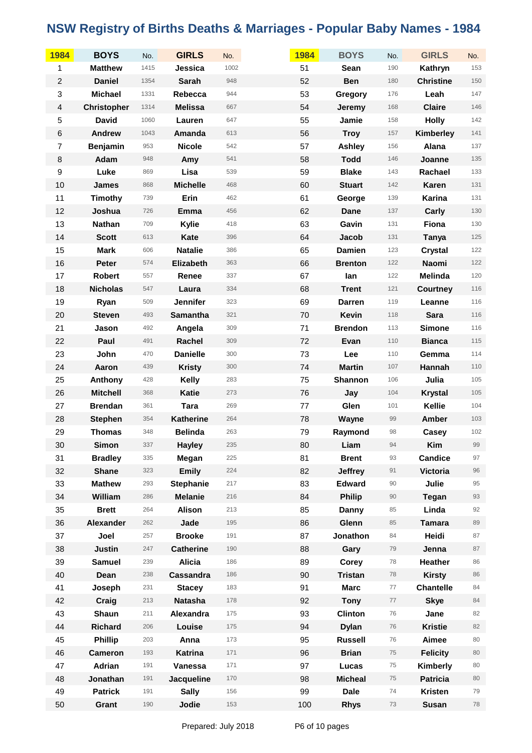# NSW Registry of Births Deaths & Marriages - Popular Baby Names - 1984

| 1984 | BOYS | No. | GIRLS | No. |
|---|---|---|---|---|
| 1 | Matthew | 1415 | Jessica | 1002 |
| 2 | Daniel | 1354 | Sarah | 948 |
| 3 | Michael | 1331 | Rebecca | 944 |
| 4 | Christopher | 1314 | Melissa | 667 |
| 5 | David | 1060 | Lauren | 647 |
| 6 | Andrew | 1043 | Amanda | 613 |
| 7 | Benjamin | 953 | Nicole | 542 |
| 8 | Adam | 948 | Amy | 541 |
| 9 | Luke | 869 | Lisa | 539 |
| 10 | James | 868 | Michelle | 468 |
| 11 | Timothy | 739 | Erin | 462 |
| 12 | Joshua | 726 | Emma | 456 |
| 13 | Nathan | 709 | Kylie | 418 |
| 14 | Scott | 613 | Kate | 396 |
| 15 | Mark | 606 | Natalie | 386 |
| 16 | Peter | 574 | Elizabeth | 363 |
| 17 | Robert | 557 | Renee | 337 |
| 18 | Nicholas | 547 | Laura | 334 |
| 19 | Ryan | 509 | Jennifer | 323 |
| 20 | Steven | 493 | Samantha | 321 |
| 21 | Jason | 492 | Angela | 309 |
| 22 | Paul | 491 | Rachel | 309 |
| 23 | John | 470 | Danielle | 300 |
| 24 | Aaron | 439 | Kristy | 300 |
| 25 | Anthony | 428 | Kelly | 283 |
| 26 | Mitchell | 368 | Katie | 273 |
| 27 | Brendan | 361 | Tara | 269 |
| 28 | Stephen | 354 | Katherine | 264 |
| 29 | Thomas | 348 | Belinda | 263 |
| 30 | Simon | 337 | Hayley | 235 |
| 31 | Bradley | 335 | Megan | 225 |
| 32 | Shane | 323 | Emily | 224 |
| 33 | Mathew | 293 | Stephanie | 217 |
| 34 | William | 286 | Melanie | 216 |
| 35 | Brett | 264 | Alison | 213 |
| 36 | Alexander | 262 | Jade | 195 |
| 37 | Joel | 257 | Brooke | 191 |
| 38 | Justin | 247 | Catherine | 190 |
| 39 | Samuel | 239 | Alicia | 186 |
| 40 | Dean | 238 | Cassandra | 186 |
| 41 | Joseph | 231 | Stacey | 183 |
| 42 | Craig | 213 | Natasha | 178 |
| 43 | Shaun | 211 | Alexandra | 175 |
| 44 | Richard | 206 | Louise | 175 |
| 45 | Phillip | 203 | Anna | 173 |
| 46 | Cameron | 193 | Katrina | 171 |
| 47 | Adrian | 191 | Vanessa | 171 |
| 48 | Jonathan | 191 | Jacqueline | 170 |
| 49 | Patrick | 191 | Sally | 156 |
| 50 | Grant | 190 | Jodie | 153 |
| 51 | Sean | 190 | Kathryn | 153 |
| 52 | Ben | 180 | Christine | 150 |
| 53 | Gregory | 176 | Leah | 147 |
| 54 | Jeremy | 168 | Claire | 146 |
| 55 | Jamie | 158 | Holly | 142 |
| 56 | Troy | 157 | Kimberley | 141 |
| 57 | Ashley | 156 | Alana | 137 |
| 58 | Todd | 146 | Joanne | 135 |
| 59 | Blake | 143 | Rachael | 133 |
| 60 | Stuart | 142 | Karen | 131 |
| 61 | George | 139 | Karina | 131 |
| 62 | Dane | 137 | Carly | 130 |
| 63 | Gavin | 131 | Fiona | 130 |
| 64 | Jacob | 131 | Tanya | 125 |
| 65 | Damien | 123 | Crystal | 122 |
| 66 | Brenton | 122 | Naomi | 122 |
| 67 | Ian | 122 | Melinda | 120 |
| 68 | Trent | 121 | Courtney | 116 |
| 69 | Darren | 119 | Leanne | 116 |
| 70 | Kevin | 118 | Sara | 116 |
| 71 | Brendon | 113 | Simone | 116 |
| 72 | Evan | 110 | Bianca | 115 |
| 73 | Lee | 110 | Gemma | 114 |
| 74 | Martin | 107 | Hannah | 110 |
| 75 | Shannon | 106 | Julia | 105 |
| 76 | Jay | 104 | Krystal | 105 |
| 77 | Glen | 101 | Kellie | 104 |
| 78 | Wayne | 99 | Amber | 103 |
| 79 | Raymond | 98 | Casey | 102 |
| 80 | Liam | 94 | Kim | 99 |
| 81 | Brent | 93 | Candice | 97 |
| 82 | Jeffrey | 91 | Victoria | 96 |
| 83 | Edward | 90 | Julie | 95 |
| 84 | Philip | 90 | Tegan | 93 |
| 85 | Danny | 85 | Linda | 92 |
| 86 | Glenn | 85 | Tamara | 89 |
| 87 | Jonathon | 84 | Heidi | 87 |
| 88 | Gary | 79 | Jenna | 87 |
| 89 | Corey | 78 | Heather | 86 |
| 90 | Tristan | 78 | Kirsty | 86 |
| 91 | Marc | 77 | Chantelle | 84 |
| 92 | Tony | 77 | Skye | 84 |
| 93 | Clinton | 76 | Jane | 82 |
| 94 | Dylan | 76 | Kristie | 82 |
| 95 | Russell | 76 | Aimee | 80 |
| 96 | Brian | 75 | Felicity | 80 |
| 97 | Lucas | 75 | Kimberly | 80 |
| 98 | Micheal | 75 | Patricia | 80 |
| 99 | Dale | 74 | Kristen | 79 |
| 100 | Rhys | 73 | Susan | 78 |

Prepared: July 2018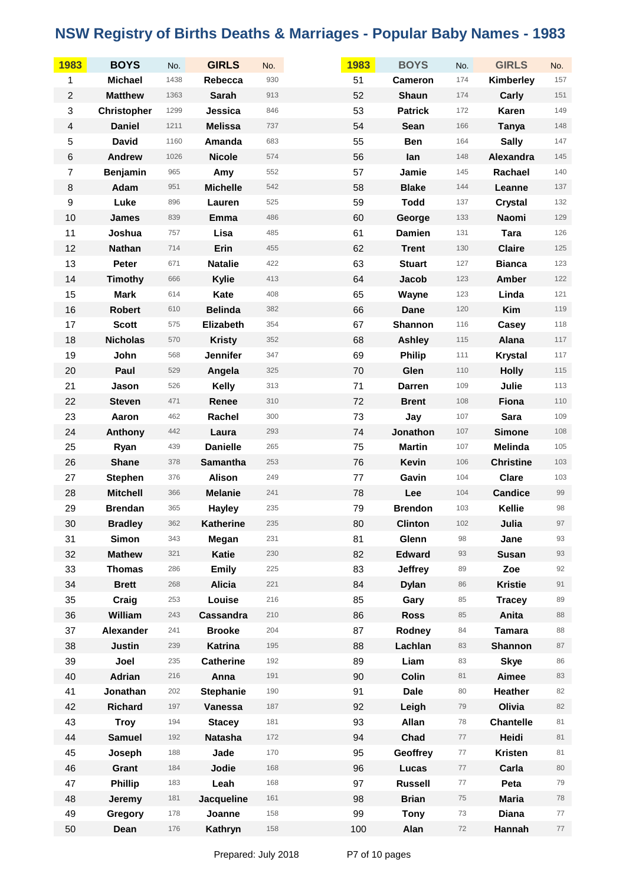# NSW Registry of Births Deaths & Marriages - Popular Baby Names - 1983

| 1983 | BOYS | No. | GIRLS | No. |
|---|---|---|---|---|
| 1 | Michael | 1438 | Rebecca | 930 |
| 2 | Matthew | 1363 | Sarah | 913 |
| 3 | Christopher | 1299 | Jessica | 846 |
| 4 | Daniel | 1211 | Melissa | 737 |
| 5 | David | 1160 | Amanda | 683 |
| 6 | Andrew | 1026 | Nicole | 574 |
| 7 | Benjamin | 965 | Amy | 552 |
| 8 | Adam | 951 | Michelle | 542 |
| 9 | Luke | 896 | Lauren | 525 |
| 10 | James | 839 | Emma | 486 |
| 11 | Joshua | 757 | Lisa | 485 |
| 12 | Nathan | 714 | Erin | 455 |
| 13 | Peter | 671 | Natalie | 422 |
| 14 | Timothy | 666 | Kylie | 413 |
| 15 | Mark | 614 | Kate | 408 |
| 16 | Robert | 610 | Belinda | 382 |
| 17 | Scott | 575 | Elizabeth | 354 |
| 18 | Nicholas | 570 | Kristy | 352 |
| 19 | John | 568 | Jennifer | 347 |
| 20 | Paul | 529 | Angela | 325 |
| 21 | Jason | 526 | Kelly | 313 |
| 22 | Steven | 471 | Renee | 310 |
| 23 | Aaron | 462 | Rachel | 300 |
| 24 | Anthony | 442 | Laura | 293 |
| 25 | Ryan | 439 | Danielle | 265 |
| 26 | Shane | 378 | Samantha | 253 |
| 27 | Stephen | 376 | Alison | 249 |
| 28 | Mitchell | 366 | Melanie | 241 |
| 29 | Brendan | 365 | Hayley | 235 |
| 30 | Bradley | 362 | Katherine | 235 |
| 31 | Simon | 343 | Megan | 231 |
| 32 | Mathew | 321 | Katie | 230 |
| 33 | Thomas | 286 | Emily | 225 |
| 34 | Brett | 268 | Alicia | 221 |
| 35 | Craig | 253 | Louise | 216 |
| 36 | William | 243 | Cassandra | 210 |
| 37 | Alexander | 241 | Brooke | 204 |
| 38 | Justin | 239 | Katrina | 195 |
| 39 | Joel | 235 | Catherine | 192 |
| 40 | Adrian | 216 | Anna | 191 |
| 41 | Jonathan | 202 | Stephanie | 190 |
| 42 | Richard | 197 | Vanessa | 187 |
| 43 | Troy | 194 | Stacey | 181 |
| 44 | Samuel | 192 | Natasha | 172 |
| 45 | Joseph | 188 | Jade | 170 |
| 46 | Grant | 184 | Jodie | 168 |
| 47 | Phillip | 183 | Leah | 168 |
| 48 | Jeremy | 181 | Jacqueline | 161 |
| 49 | Gregory | 178 | Joanne | 158 |
| 50 | Dean | 176 | Kathryn | 158 |
| 51 | Cameron | 174 | Kimberley | 157 |
| 52 | Shaun | 174 | Carly | 151 |
| 53 | Patrick | 172 | Karen | 149 |
| 54 | Sean | 166 | Tanya | 148 |
| 55 | Ben | 164 | Sally | 147 |
| 56 | Ian | 148 | Alexandra | 145 |
| 57 | Jamie | 145 | Rachael | 140 |
| 58 | Blake | 144 | Leanne | 137 |
| 59 | Todd | 137 | Crystal | 132 |
| 60 | George | 133 | Naomi | 129 |
| 61 | Damien | 131 | Tara | 126 |
| 62 | Trent | 130 | Claire | 125 |
| 63 | Stuart | 127 | Bianca | 123 |
| 64 | Jacob | 123 | Amber | 122 |
| 65 | Wayne | 123 | Linda | 121 |
| 66 | Dane | 120 | Kim | 119 |
| 67 | Shannon | 116 | Casey | 118 |
| 68 | Ashley | 115 | Alana | 117 |
| 69 | Philip | 111 | Krystal | 117 |
| 70 | Glen | 110 | Holly | 115 |
| 71 | Darren | 109 | Julie | 113 |
| 72 | Brent | 108 | Fiona | 110 |
| 73 | Jay | 107 | Sara | 109 |
| 74 | Jonathon | 107 | Simone | 108 |
| 75 | Martin | 107 | Melinda | 105 |
| 76 | Kevin | 106 | Christine | 103 |
| 77 | Gavin | 104 | Clare | 103 |
| 78 | Lee | 104 | Candice | 99 |
| 79 | Brendon | 103 | Kellie | 98 |
| 80 | Clinton | 102 | Julia | 97 |
| 81 | Glenn | 98 | Jane | 93 |
| 82 | Edward | 93 | Susan | 93 |
| 83 | Jeffrey | 89 | Zoe | 92 |
| 84 | Dylan | 86 | Kristie | 91 |
| 85 | Gary | 85 | Tracey | 89 |
| 86 | Ross | 85 | Anita | 88 |
| 87 | Rodney | 84 | Tamara | 88 |
| 88 | Lachlan | 83 | Shannon | 87 |
| 89 | Liam | 83 | Skye | 86 |
| 90 | Colin | 81 | Aimee | 83 |
| 91 | Dale | 80 | Heather | 82 |
| 92 | Leigh | 79 | Olivia | 82 |
| 93 | Allan | 78 | Chantelle | 81 |
| 94 | Chad | 77 | Heidi | 81 |
| 95 | Geoffrey | 77 | Kristen | 81 |
| 96 | Lucas | 77 | Carla | 80 |
| 97 | Russell | 77 | Peta | 79 |
| 98 | Brian | 75 | Maria | 78 |
| 99 | Tony | 73 | Diana | 77 |
| 100 | Alan | 72 | Hannah | 77 |

Prepared: July 2018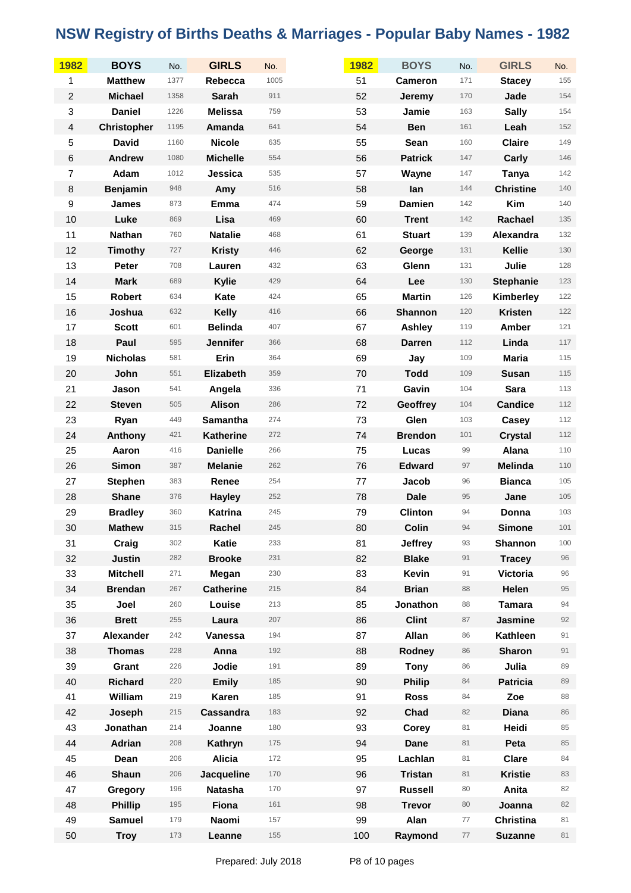# NSW Registry of Births Deaths & Marriages - Popular Baby Names - 1982

| 1982 | BOYS | No. | GIRLS | No. |
|---|---|---|---|---|
| 1 | Matthew | 1377 | Rebecca | 1005 |
| 2 | Michael | 1358 | Sarah | 911 |
| 3 | Daniel | 1226 | Melissa | 759 |
| 4 | Christopher | 1195 | Amanda | 641 |
| 5 | David | 1160 | Nicole | 635 |
| 6 | Andrew | 1080 | Michelle | 554 |
| 7 | Adam | 1012 | Jessica | 535 |
| 8 | Benjamin | 948 | Amy | 516 |
| 9 | James | 873 | Emma | 474 |
| 10 | Luke | 869 | Lisa | 469 |
| 11 | Nathan | 760 | Natalie | 468 |
| 12 | Timothy | 727 | Kristy | 446 |
| 13 | Peter | 708 | Lauren | 432 |
| 14 | Mark | 689 | Kylie | 429 |
| 15 | Robert | 634 | Kate | 424 |
| 16 | Joshua | 632 | Kelly | 416 |
| 17 | Scott | 601 | Belinda | 407 |
| 18 | Paul | 595 | Jennifer | 366 |
| 19 | Nicholas | 581 | Erin | 364 |
| 20 | John | 551 | Elizabeth | 359 |
| 21 | Jason | 541 | Angela | 336 |
| 22 | Steven | 505 | Alison | 286 |
| 23 | Ryan | 449 | Samantha | 274 |
| 24 | Anthony | 421 | Katherine | 272 |
| 25 | Aaron | 416 | Danielle | 266 |
| 26 | Simon | 387 | Melanie | 262 |
| 27 | Stephen | 383 | Renee | 254 |
| 28 | Shane | 376 | Hayley | 252 |
| 29 | Bradley | 360 | Katrina | 245 |
| 30 | Mathew | 315 | Rachel | 245 |
| 31 | Craig | 302 | Katie | 233 |
| 32 | Justin | 282 | Brooke | 231 |
| 33 | Mitchell | 271 | Megan | 230 |
| 34 | Brendan | 267 | Catherine | 215 |
| 35 | Joel | 260 | Louise | 213 |
| 36 | Brett | 255 | Laura | 207 |
| 37 | Alexander | 242 | Vanessa | 194 |
| 38 | Thomas | 228 | Anna | 192 |
| 39 | Grant | 226 | Jodie | 191 |
| 40 | Richard | 220 | Emily | 185 |
| 41 | William | 219 | Karen | 185 |
| 42 | Joseph | 215 | Cassandra | 183 |
| 43 | Jonathan | 214 | Joanne | 180 |
| 44 | Adrian | 208 | Kathryn | 175 |
| 45 | Dean | 206 | Alicia | 172 |
| 46 | Shaun | 206 | Jacqueline | 170 |
| 47 | Gregory | 196 | Natasha | 170 |
| 48 | Phillip | 195 | Fiona | 161 |
| 49 | Samuel | 179 | Naomi | 157 |
| 50 | Troy | 173 | Leanne | 155 |
| 51 | Cameron | 171 | Stacey | 155 |
| 52 | Jeremy | 170 | Jade | 154 |
| 53 | Jamie | 163 | Sally | 154 |
| 54 | Ben | 161 | Leah | 152 |
| 55 | Sean | 160 | Claire | 149 |
| 56 | Patrick | 147 | Carly | 146 |
| 57 | Wayne | 147 | Tanya | 142 |
| 58 | Ian | 144 | Christine | 140 |
| 59 | Damien | 142 | Kim | 140 |
| 60 | Trent | 142 | Rachael | 135 |
| 61 | Stuart | 139 | Alexandra | 132 |
| 62 | George | 131 | Kellie | 130 |
| 63 | Glenn | 131 | Julie | 128 |
| 64 | Lee | 130 | Stephanie | 123 |
| 65 | Martin | 126 | Kimberley | 122 |
| 66 | Shannon | 120 | Kristen | 122 |
| 67 | Ashley | 119 | Amber | 121 |
| 68 | Darren | 112 | Linda | 117 |
| 69 | Jay | 109 | Maria | 115 |
| 70 | Todd | 109 | Susan | 115 |
| 71 | Gavin | 104 | Sara | 113 |
| 72 | Geoffrey | 104 | Candice | 112 |
| 73 | Glen | 103 | Casey | 112 |
| 74 | Brendon | 101 | Crystal | 112 |
| 75 | Lucas | 99 | Alana | 110 |
| 76 | Edward | 97 | Melinda | 110 |
| 77 | Jacob | 96 | Bianca | 105 |
| 78 | Dale | 95 | Jane | 105 |
| 79 | Clinton | 94 | Donna | 103 |
| 80 | Colin | 94 | Simone | 101 |
| 81 | Jeffrey | 93 | Shannon | 100 |
| 82 | Blake | 91 | Tracey | 96 |
| 83 | Kevin | 91 | Victoria | 96 |
| 84 | Brian | 88 | Helen | 95 |
| 85 | Jonathon | 88 | Tamara | 94 |
| 86 | Clint | 87 | Jasmine | 92 |
| 87 | Allan | 86 | Kathleen | 91 |
| 88 | Rodney | 86 | Sharon | 91 |
| 89 | Tony | 86 | Julia | 89 |
| 90 | Philip | 84 | Patricia | 89 |
| 91 | Ross | 84 | Zoe | 88 |
| 92 | Chad | 82 | Diana | 86 |
| 93 | Corey | 81 | Heidi | 85 |
| 94 | Dane | 81 | Peta | 85 |
| 95 | Lachlan | 81 | Clare | 84 |
| 96 | Tristan | 81 | Kristie | 83 |
| 97 | Russell | 80 | Anita | 82 |
| 98 | Trevor | 80 | Joanna | 82 |
| 99 | Alan | 77 | Christina | 81 |
| 100 | Raymond | 77 | Suzanne | 81 |

Prepared: July 2018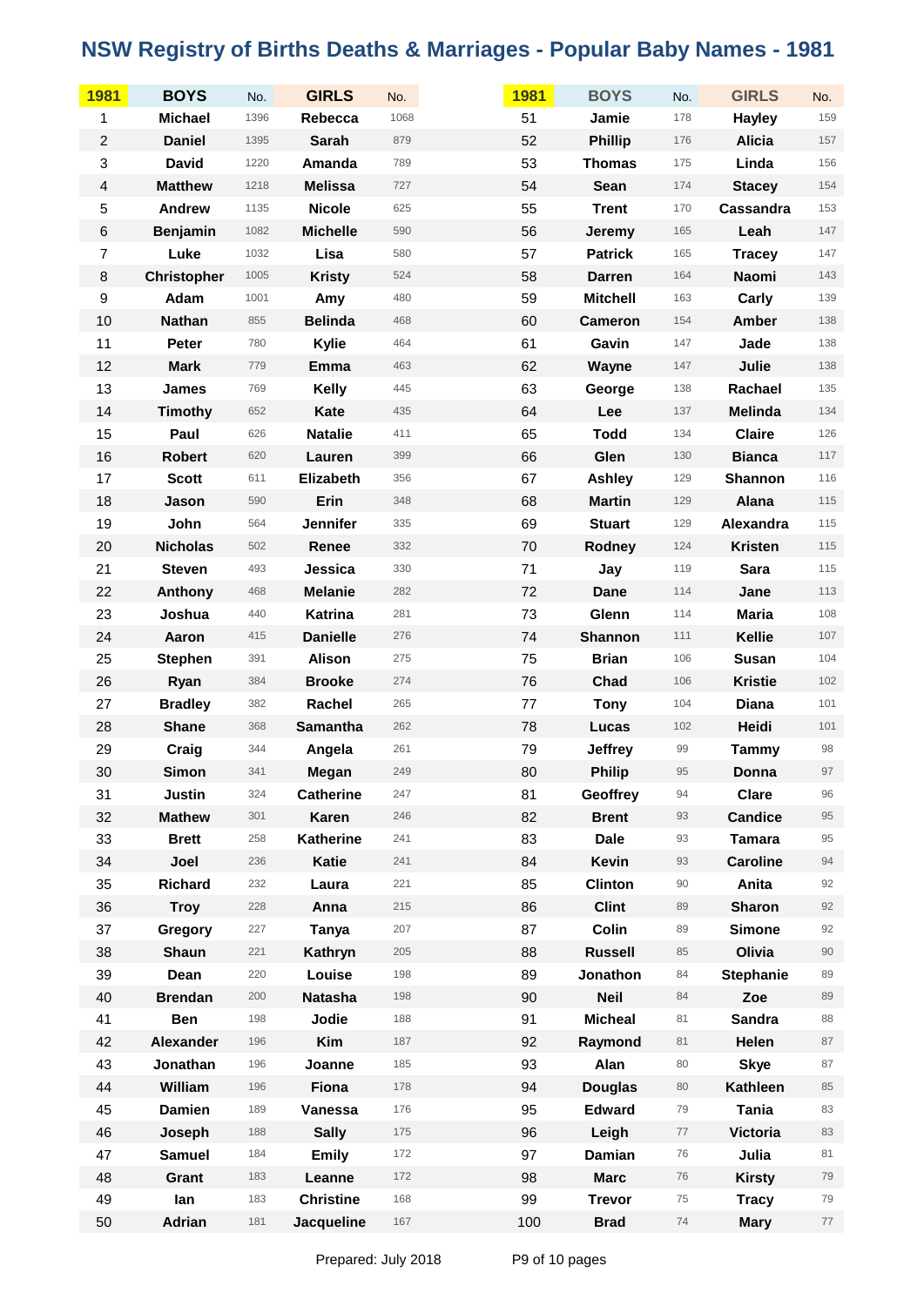# NSW Registry of Births Deaths & Marriages - Popular Baby Names - 1981

| 1981 | BOYS | No. | GIRLS | No. |
|---|---|---|---|---|
| 1 | Michael | 1396 | Rebecca | 1068 |
| 2 | Daniel | 1395 | Sarah | 879 |
| 3 | David | 1220 | Amanda | 789 |
| 4 | Matthew | 1218 | Melissa | 727 |
| 5 | Andrew | 1135 | Nicole | 625 |
| 6 | Benjamin | 1082 | Michelle | 590 |
| 7 | Luke | 1032 | Lisa | 580 |
| 8 | Christopher | 1005 | Kristy | 524 |
| 9 | Adam | 1001 | Amy | 480 |
| 10 | Nathan | 855 | Belinda | 468 |
| 11 | Peter | 780 | Kylie | 464 |
| 12 | Mark | 779 | Emma | 463 |
| 13 | James | 769 | Kelly | 445 |
| 14 | Timothy | 652 | Kate | 435 |
| 15 | Paul | 626 | Natalie | 411 |
| 16 | Robert | 620 | Lauren | 399 |
| 17 | Scott | 611 | Elizabeth | 356 |
| 18 | Jason | 590 | Erin | 348 |
| 19 | John | 564 | Jennifer | 335 |
| 20 | Nicholas | 502 | Renee | 332 |
| 21 | Steven | 493 | Jessica | 330 |
| 22 | Anthony | 468 | Melanie | 282 |
| 23 | Joshua | 440 | Katrina | 281 |
| 24 | Aaron | 415 | Danielle | 276 |
| 25 | Stephen | 391 | Alison | 275 |
| 26 | Ryan | 384 | Brooke | 274 |
| 27 | Bradley | 382 | Rachel | 265 |
| 28 | Shane | 368 | Samantha | 262 |
| 29 | Craig | 344 | Angela | 261 |
| 30 | Simon | 341 | Megan | 249 |
| 31 | Justin | 324 | Catherine | 247 |
| 32 | Mathew | 301 | Karen | 246 |
| 33 | Brett | 258 | Katherine | 241 |
| 34 | Joel | 236 | Katie | 241 |
| 35 | Richard | 232 | Laura | 221 |
| 36 | Troy | 228 | Anna | 215 |
| 37 | Gregory | 227 | Tanya | 207 |
| 38 | Shaun | 221 | Kathryn | 205 |
| 39 | Dean | 220 | Louise | 198 |
| 40 | Brendan | 200 | Natasha | 198 |
| 41 | Ben | 198 | Jodie | 188 |
| 42 | Alexander | 196 | Kim | 187 |
| 43 | Jonathan | 196 | Joanne | 185 |
| 44 | William | 196 | Fiona | 178 |
| 45 | Damien | 189 | Vanessa | 176 |
| 46 | Joseph | 188 | Sally | 175 |
| 47 | Samuel | 184 | Emily | 172 |
| 48 | Grant | 183 | Leanne | 172 |
| 49 | Ian | 183 | Christine | 168 |
| 50 | Adrian | 181 | Jacqueline | 167 |
| 51 | Jamie | 178 | Hayley | 159 |
| 52 | Phillip | 176 | Alicia | 157 |
| 53 | Thomas | 175 | Linda | 156 |
| 54 | Sean | 174 | Stacey | 154 |
| 55 | Trent | 170 | Cassandra | 153 |
| 56 | Jeremy | 165 | Leah | 147 |
| 57 | Patrick | 165 | Tracey | 147 |
| 58 | Darren | 164 | Naomi | 143 |
| 59 | Mitchell | 163 | Carly | 139 |
| 60 | Cameron | 154 | Amber | 138 |
| 61 | Gavin | 147 | Jade | 138 |
| 62 | Wayne | 147 | Julie | 138 |
| 63 | George | 138 | Rachael | 135 |
| 64 | Lee | 137 | Melinda | 134 |
| 65 | Todd | 134 | Claire | 126 |
| 66 | Glen | 130 | Bianca | 117 |
| 67 | Ashley | 129 | Shannon | 116 |
| 68 | Martin | 129 | Alana | 115 |
| 69 | Stuart | 129 | Alexandra | 115 |
| 70 | Rodney | 124 | Kristen | 115 |
| 71 | Jay | 119 | Sara | 115 |
| 72 | Dane | 114 | Jane | 113 |
| 73 | Glenn | 114 | Maria | 108 |
| 74 | Shannon | 111 | Kellie | 107 |
| 75 | Brian | 106 | Susan | 104 |
| 76 | Chad | 106 | Kristie | 102 |
| 77 | Tony | 104 | Diana | 101 |
| 78 | Lucas | 102 | Heidi | 101 |
| 79 | Jeffrey | 99 | Tammy | 98 |
| 80 | Philip | 95 | Donna | 97 |
| 81 | Geoffrey | 94 | Clare | 96 |
| 82 | Brent | 93 | Candice | 95 |
| 83 | Dale | 93 | Tamara | 95 |
| 84 | Kevin | 93 | Caroline | 94 |
| 85 | Clinton | 90 | Anita | 92 |
| 86 | Clint | 89 | Sharon | 92 |
| 87 | Colin | 89 | Simone | 92 |
| 88 | Russell | 85 | Olivia | 90 |
| 89 | Jonathon | 84 | Stephanie | 89 |
| 90 | Neil | 84 | Zoe | 89 |
| 91 | Micheal | 81 | Sandra | 88 |
| 92 | Raymond | 81 | Helen | 87 |
| 93 | Alan | 80 | Skye | 87 |
| 94 | Douglas | 80 | Kathleen | 85 |
| 95 | Edward | 79 | Tania | 83 |
| 96 | Leigh | 77 | Victoria | 83 |
| 97 | Damian | 76 | Julia | 81 |
| 98 | Marc | 76 | Kirsty | 79 |
| 99 | Trevor | 75 | Tracy | 79 |
| 100 | Brad | 74 | Mary | 77 |

Prepared: July 2018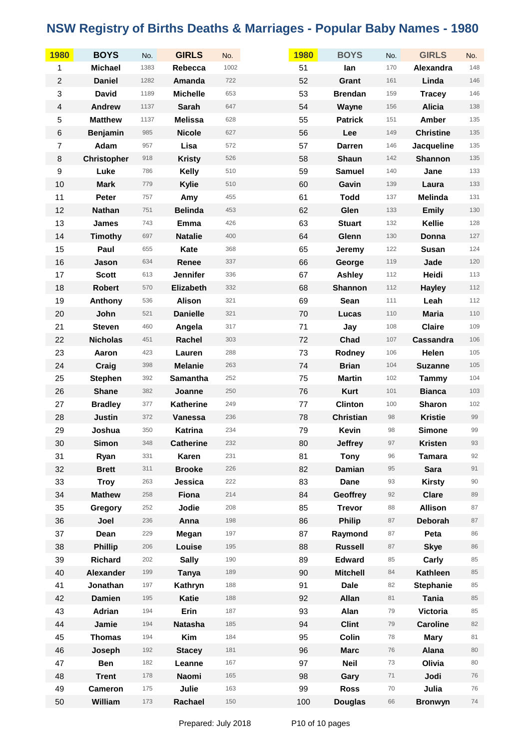# NSW Registry of Births Deaths & Marriages - Popular Baby Names - 1980

| 1980 | BOYS | No. | GIRLS | No. |
|---|---|---|---|---|
| 1 | Michael | 1383 | Rebecca | 1002 |
| 2 | Daniel | 1282 | Amanda | 722 |
| 3 | David | 1189 | Michelle | 653 |
| 4 | Andrew | 1137 | Sarah | 647 |
| 5 | Matthew | 1137 | Melissa | 628 |
| 6 | Benjamin | 985 | Nicole | 627 |
| 7 | Adam | 957 | Lisa | 572 |
| 8 | Christopher | 918 | Kristy | 526 |
| 9 | Luke | 786 | Kelly | 510 |
| 10 | Mark | 779 | Kylie | 510 |
| 11 | Peter | 757 | Amy | 455 |
| 12 | Nathan | 751 | Belinda | 453 |
| 13 | James | 743 | Emma | 426 |
| 14 | Timothy | 697 | Natalie | 400 |
| 15 | Paul | 655 | Kate | 368 |
| 16 | Jason | 634 | Renee | 337 |
| 17 | Scott | 613 | Jennifer | 336 |
| 18 | Robert | 570 | Elizabeth | 332 |
| 19 | Anthony | 536 | Alison | 321 |
| 20 | John | 521 | Danielle | 321 |
| 21 | Steven | 460 | Angela | 317 |
| 22 | Nicholas | 451 | Rachel | 303 |
| 23 | Aaron | 423 | Lauren | 288 |
| 24 | Craig | 398 | Melanie | 263 |
| 25 | Stephen | 392 | Samantha | 252 |
| 26 | Shane | 382 | Joanne | 250 |
| 27 | Bradley | 377 | Katherine | 249 |
| 28 | Justin | 372 | Vanessa | 236 |
| 29 | Joshua | 350 | Katrina | 234 |
| 30 | Simon | 348 | Catherine | 232 |
| 31 | Ryan | 331 | Karen | 231 |
| 32 | Brett | 311 | Brooke | 226 |
| 33 | Troy | 263 | Jessica | 222 |
| 34 | Mathew | 258 | Fiona | 214 |
| 35 | Gregory | 252 | Jodie | 208 |
| 36 | Joel | 236 | Anna | 198 |
| 37 | Dean | 229 | Megan | 197 |
| 38 | Phillip | 206 | Louise | 195 |
| 39 | Richard | 202 | Sally | 190 |
| 40 | Alexander | 199 | Tanya | 189 |
| 41 | Jonathan | 197 | Kathryn | 188 |
| 42 | Damien | 195 | Katie | 188 |
| 43 | Adrian | 194 | Erin | 187 |
| 44 | Jamie | 194 | Natasha | 185 |
| 45 | Thomas | 194 | Kim | 184 |
| 46 | Joseph | 192 | Stacey | 181 |
| 47 | Ben | 182 | Leanne | 167 |
| 48 | Trent | 178 | Naomi | 165 |
| 49 | Cameron | 175 | Julie | 163 |
| 50 | William | 173 | Rachael | 150 |
| 51 | Ian | 170 | Alexandra | 148 |
| 52 | Grant | 161 | Linda | 146 |
| 53 | Brendan | 159 | Tracey | 146 |
| 54 | Wayne | 156 | Alicia | 138 |
| 55 | Patrick | 151 | Amber | 135 |
| 56 | Lee | 149 | Christine | 135 |
| 57 | Darren | 146 | Jacqueline | 135 |
| 58 | Shaun | 142 | Shannon | 135 |
| 59 | Samuel | 140 | Jane | 133 |
| 60 | Gavin | 139 | Laura | 133 |
| 61 | Todd | 137 | Melinda | 131 |
| 62 | Glen | 133 | Emily | 130 |
| 63 | Stuart | 132 | Kellie | 128 |
| 64 | Glenn | 130 | Donna | 127 |
| 65 | Jeremy | 122 | Susan | 124 |
| 66 | George | 119 | Jade | 120 |
| 67 | Ashley | 112 | Heidi | 113 |
| 68 | Shannon | 112 | Hayley | 112 |
| 69 | Sean | 111 | Leah | 112 |
| 70 | Lucas | 110 | Maria | 110 |
| 71 | Jay | 108 | Claire | 109 |
| 72 | Chad | 107 | Cassandra | 106 |
| 73 | Rodney | 106 | Helen | 105 |
| 74 | Brian | 104 | Suzanne | 105 |
| 75 | Martin | 102 | Tammy | 104 |
| 76 | Kurt | 101 | Bianca | 103 |
| 77 | Clinton | 100 | Sharon | 102 |
| 78 | Christian | 98 | Kristie | 99 |
| 79 | Kevin | 98 | Simone | 99 |
| 80 | Jeffrey | 97 | Kristen | 93 |
| 81 | Tony | 96 | Tamara | 92 |
| 82 | Damian | 95 | Sara | 91 |
| 83 | Dane | 93 | Kirsty | 90 |
| 84 | Geoffrey | 92 | Clare | 89 |
| 85 | Trevor | 88 | Allison | 87 |
| 86 | Philip | 87 | Deborah | 87 |
| 87 | Raymond | 87 | Peta | 86 |
| 88 | Russell | 87 | Skye | 86 |
| 89 | Edward | 85 | Carly | 85 |
| 90 | Mitchell | 84 | Kathleen | 85 |
| 91 | Dale | 82 | Stephanie | 85 |
| 92 | Allan | 81 | Tania | 85 |
| 93 | Alan | 79 | Victoria | 85 |
| 94 | Clint | 79 | Caroline | 82 |
| 95 | Colin | 78 | Mary | 81 |
| 96 | Marc | 76 | Alana | 80 |
| 97 | Neil | 73 | Olivia | 80 |
| 98 | Gary | 71 | Jodi | 76 |
| 99 | Ross | 70 | Julia | 76 |
| 100 | Douglas | 66 | Bronwyn | 74 |

Prepared: July 2018